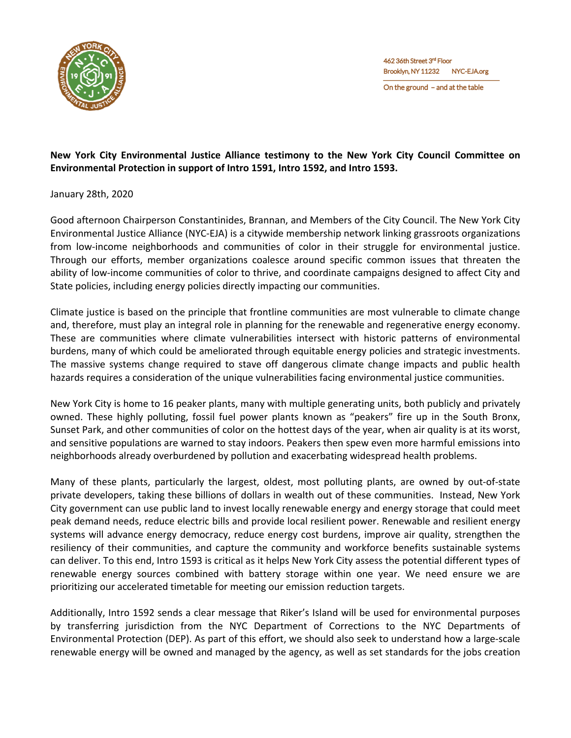462 36th Street 3rd Floor
Brooklyn, NY 11232 NYC-EJA.org

On the ground – and at the table

**New York City Environmental Justice Alliance testimony to the New York City Council Committee on Environmental Protection in support of Intro 1591, Intro 1592, and Intro 1593.**

January 28th, 2020

Good afternoon Chairperson Constantinides, Brannan, and Members of the City Council. The New York City Environmental Justice Alliance (NYC-EJA) is a citywide membership network linking grassroots organizations from low-income neighborhoods and communities of color in their struggle for environmental justice. Through our efforts, member organizations coalesce around specific common issues that threaten the ability of low-income communities of color to thrive, and coordinate campaigns designed to affect City and State policies, including energy policies directly impacting our communities.

Climate justice is based on the principle that frontline communities are most vulnerable to climate change and, therefore, must play an integral role in planning for the renewable and regenerative energy economy. These are communities where climate vulnerabilities intersect with historic patterns of environmental burdens, many of which could be ameliorated through equitable energy policies and strategic investments. The massive systems change required to stave off dangerous climate change impacts and public health hazards requires a consideration of the unique vulnerabilities facing environmental justice communities.

New York City is home to 16 peaker plants, many with multiple generating units, both publicly and privately owned. These highly polluting, fossil fuel power plants known as "peakers" fire up in the South Bronx, Sunset Park, and other communities of color on the hottest days of the year, when air quality is at its worst, and sensitive populations are warned to stay indoors. Peakers then spew even more harmful emissions into neighborhoods already overburdened by pollution and exacerbating widespread health problems.

Many of these plants, particularly the largest, oldest, most polluting plants, are owned by out-of-state private developers, taking these billions of dollars in wealth out of these communities. Instead, New York City government can use public land to invest locally renewable energy and energy storage that could meet peak demand needs, reduce electric bills and provide local resilient power. Renewable and resilient energy systems will advance energy democracy, reduce energy cost burdens, improve air quality, strengthen the resiliency of their communities, and capture the community and workforce benefits sustainable systems can deliver. To this end, Intro 1593 is critical as it helps New York City assess the potential different types of renewable energy sources combined with battery storage within one year. We need ensure we are prioritizing our accelerated timetable for meeting our emission reduction targets.

Additionally, Intro 1592 sends a clear message that Riker's Island will be used for environmental purposes by transferring jurisdiction from the NYC Department of Corrections to the NYC Departments of Environmental Protection (DEP). As part of this effort, we should also seek to understand how a large-scale renewable energy will be owned and managed by the agency, as well as set standards for the jobs creation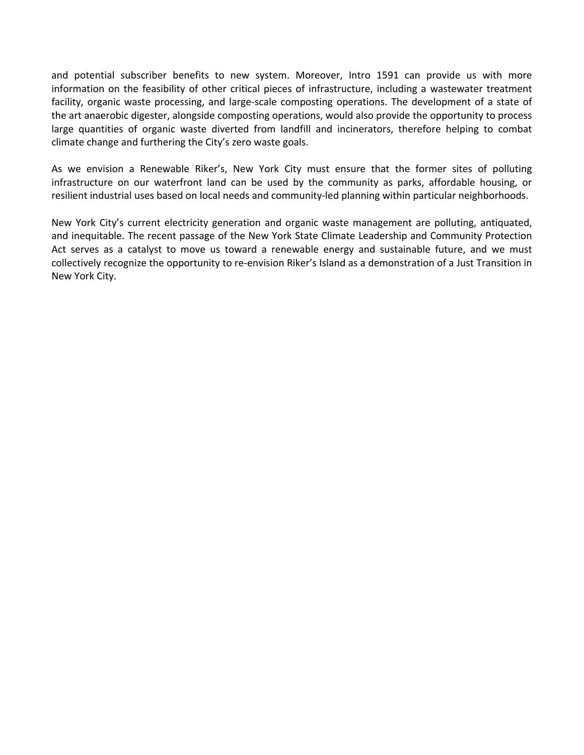and potential subscriber benefits to new system. Moreover, Intro 1591 can provide us with more information on the feasibility of other critical pieces of infrastructure, including a wastewater treatment facility, organic waste processing, and large-scale composting operations. The development of a state of the art anaerobic digester, alongside composting operations, would also provide the opportunity to process large quantities of organic waste diverted from landfill and incinerators, therefore helping to combat climate change and furthering the City's zero waste goals.

As we envision a Renewable Riker's, New York City must ensure that the former sites of polluting infrastructure on our waterfront land can be used by the community as parks, affordable housing, or resilient industrial uses based on local needs and community-led planning within particular neighborhoods.

New York City's current electricity generation and organic waste management are polluting, antiquated, and inequitable. The recent passage of the New York State Climate Leadership and Community Protection Act serves as a catalyst to move us toward a renewable energy and sustainable future, and we must collectively recognize the opportunity to re-envision Riker's Island as a demonstration of a Just Transition in New York City.